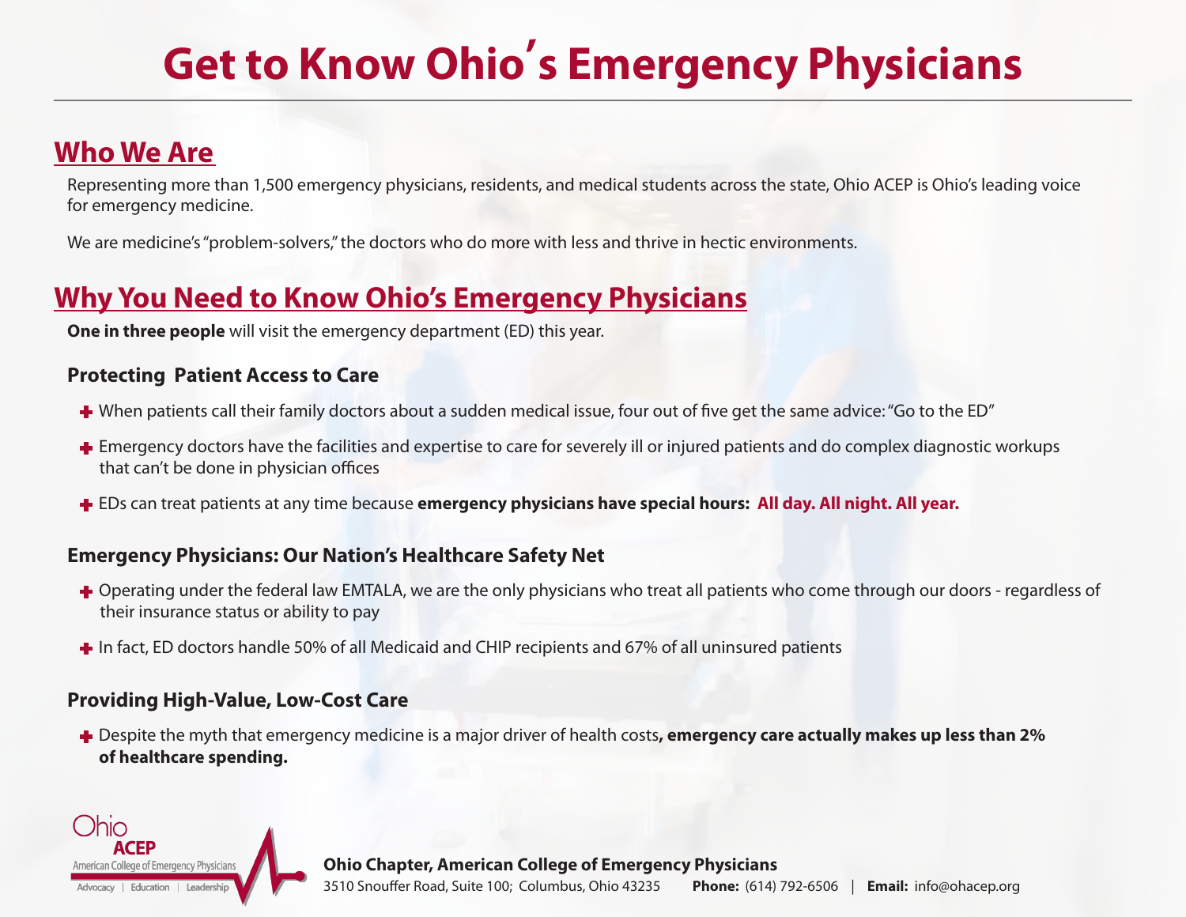# Get to Know Ohio's Emergency Physicians

## Who We Are

Representing more than 1,500 emergency physicians, residents, and medical students across the state, Ohio ACEP is Ohio's leading voice for emergency medicine.

We are medicine's "problem-solvers," the doctors who do more with less and thrive in hectic environments.

## Why You Need to Know Ohio's Emergency Physicians

**One in three people** will visit the emergency department (ED) this year.

### Protecting Patient Access to Care

- When patients call their family doctors about a sudden medical issue, four out of five get the same advice: "Go to the ED"
- Emergency doctors have the facilities and expertise to care for severely ill or injured patients and do complex diagnostic workups that can't be done in physician offices
- EDs can treat patients at any time because **emergency physicians have special hours: All day. All night. All year.**

### Emergency Physicians: Our Nation's Healthcare Safety Net

- Operating under the federal law EMTALA, we are the only physicians who treat all patients who come through our doors - regardless of their insurance status or ability to pay
- In fact, ED doctors handle 50% of all Medicaid and CHIP recipients and 67% of all uninsured patients

### Providing High-Value, Low-Cost Care

- Despite the myth that emergency medicine is a major driver of health costs**, emergency care actually makes up less than 2% of healthcare spending.**

Ohio ACEP
American College of Emergency Physicians
Advocacy | Education | Leadership

**Ohio Chapter, American College of Emergency Physicians**
3510 Snouffer Road, Suite 100; Columbus, Ohio 43235 **Phone:** (614) 792-6506 | **Email:** info@ohacep.org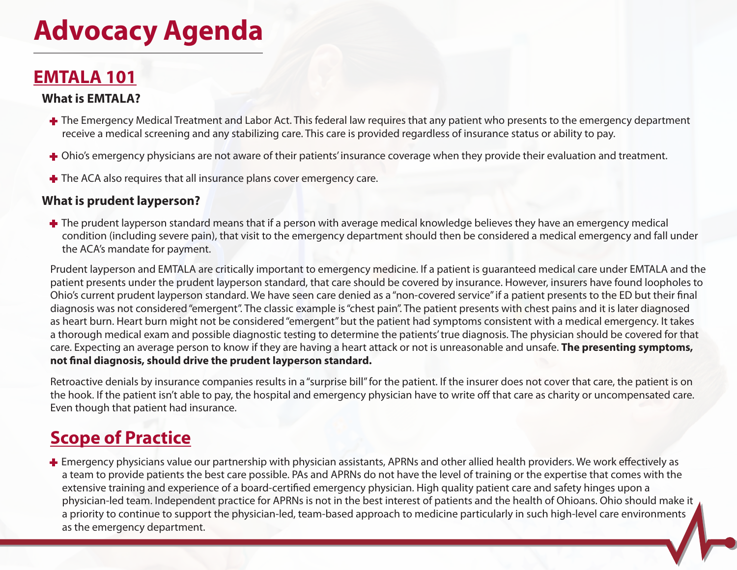# Advocacy Agenda

## EMTALA 101

### What is EMTALA?

- The Emergency Medical Treatment and Labor Act. This federal law requires that any patient who presents to the emergency department receive a medical screening and any stabilizing care. This care is provided regardless of insurance status or ability to pay.
- Ohio's emergency physicians are not aware of their patients' insurance coverage when they provide their evaluation and treatment.
- The ACA also requires that all insurance plans cover emergency care.

### What is prudent layperson?

- The prudent layperson standard means that if a person with average medical knowledge believes they have an emergency medical condition (including severe pain), that visit to the emergency department should then be considered a medical emergency and fall under the ACA's mandate for payment.

Prudent layperson and EMTALA are critically important to emergency medicine. If a patient is guaranteed medical care under EMTALA and the patient presents under the prudent layperson standard, that care should be covered by insurance. However, insurers have found loopholes to Ohio's current prudent layperson standard. We have seen care denied as a "non-covered service" if a patient presents to the ED but their final diagnosis was not considered "emergent". The classic example is "chest pain". The patient presents with chest pains and it is later diagnosed as heart burn. Heart burn might not be considered "emergent" but the patient had symptoms consistent with a medical emergency. It takes a thorough medical exam and possible diagnostic testing to determine the patients' true diagnosis. The physician should be covered for that care. Expecting an average person to know if they are having a heart attack or not is unreasonable and unsafe. **The presenting symptoms, not final diagnosis, should drive the prudent layperson standard.**

Retroactive denials by insurance companies results in a "surprise bill" for the patient. If the insurer does not cover that care, the patient is on the hook. If the patient isn't able to pay, the hospital and emergency physician have to write off that care as charity or uncompensated care. Even though that patient had insurance.

## Scope of Practice

- Emergency physicians value our partnership with physician assistants, APRNs and other allied health providers. We work effectively as a team to provide patients the best care possible. PAs and APRNs do not have the level of training or the expertise that comes with the extensive training and experience of a board-certified emergency physician. High quality patient care and safety hinges upon a physician-led team. Independent practice for APRNs is not in the best interest of patients and the health of Ohioans. Ohio should make it a priority to continue to support the physician-led, team-based approach to medicine particularly in such high-level care environments as the emergency department.